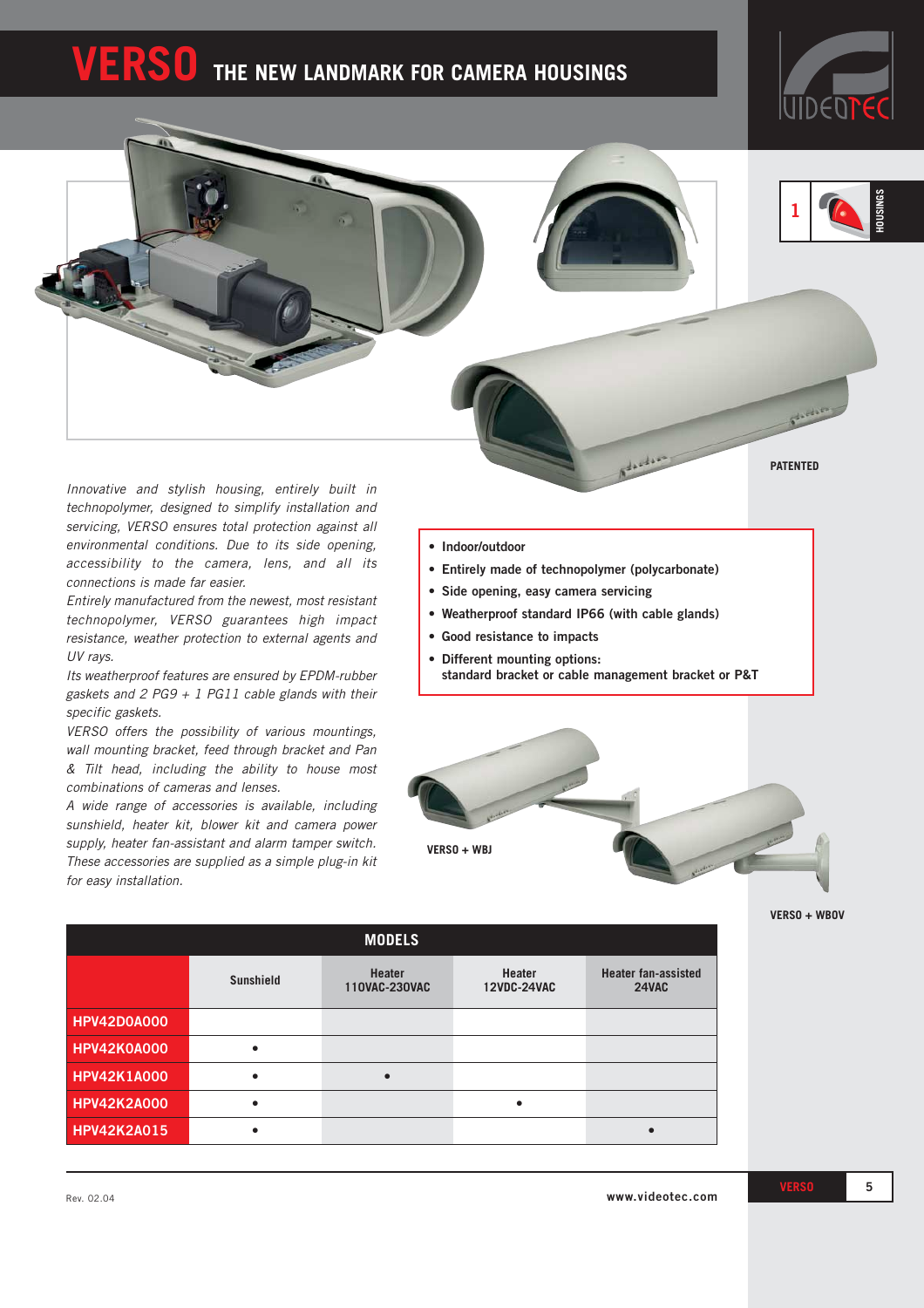# VERSO THE NEW LANDMARK FOR CAMERA HOUSINGS

HOUSINGS

PATENTED

*Innovative and stylish housing, entirely built in technopolymer, designed to simplify installation and servicing, VERSO ensures total protection against all environmental conditions. Due to its side opening, accessibility to the camera, lens, and all its connections is made far easier.*

*Entirely manufactured from the newest, most resistant technopolymer, VERSO guarantees high impact resistance, weather protection to external agents and UV rays.*

*Its weatherproof features are ensured by EPDM-rubber gaskets and 2 PG9 + 1 PG11 cable glands with their specific gaskets.*

*VERSO offers the possibility of various mountings, wall mounting bracket, feed through bracket and Pan & Tilt head, including the ability to house most combinations of cameras and lenses.*

*A wide range of accessories is available, including sunshield, heater kit, blower kit and camera power supply, heater fan-assistant and alarm tamper switch. These accessories are supplied as a simple plug-in kit for easy installation.*

- **Indoor/outdoor**
- **Entirely made of technopolymer (polycarbonate)**
- **Side opening, easy camera servicing**
- **Weatherproof standard IP66 (with cable glands)**
- **Good resistance to impacts**
- **Different mounting options: standard bracket or cable management bracket or P&T**

VERSO + WBJ

VERSO + WBOV

## MODELS

| | Sunshield | Heater 110VAC-230VAC | Heater 12VDC-24VAC | Heater fan-assisted 24VAC |
|---|---|---|---|---|
| **HPV42D0A000** | | | | |
| **HPV42K0A000** | • | | | |
| **HPV42K1A000** | • | • | | |
| **HPV42K2A000** | • | | • | |
| **HPV42K2A015** | • | | | • |

Rev. 02.04

www.videotec.com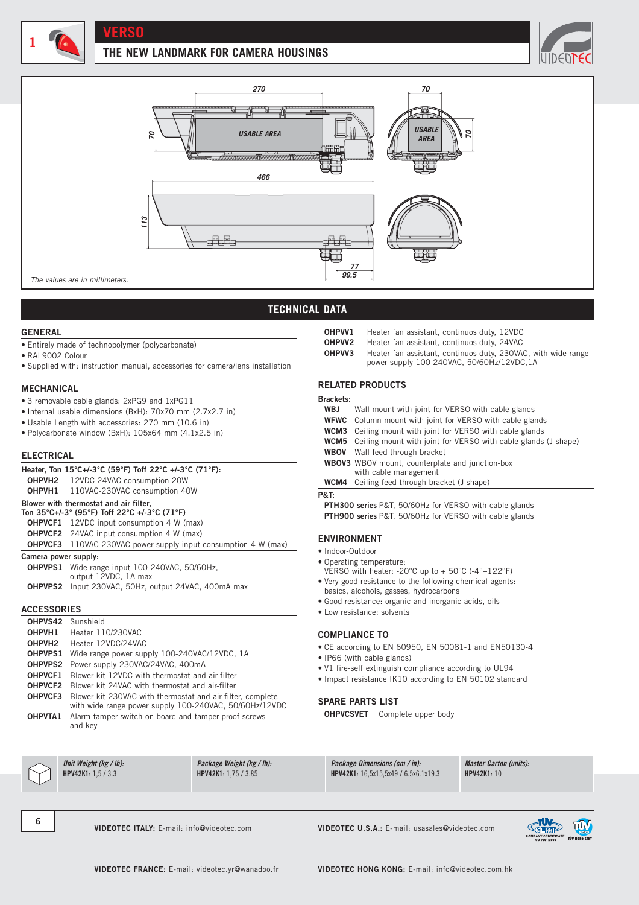# VERSO

## THE NEW LANDMARK FOR CAMERA HOUSINGS

270
70
70
USABLE AREA
USABLE AREA
70
466
113
77
99.5

*The values are in millimeters.*

## TECHNICAL DATA

### GENERAL

- Entirely made of technopolymer (polycarbonate)
- RAL9002 Colour
- Supplied with: instruction manual, accessories for camera/lens installation

### MECHANICAL

- 3 removable cable glands: 2xPG9 and 1xPG11
- Internal usable dimensions (BxH): 70x70 mm (2.7x2.7 in)
- Usable Length with accessories: 270 mm (10.6 in)
- Polycarbonate window (BxH): 105x64 mm (4.1x2.5 in)

### ELECTRICAL

**Heater, Ton 15°C+/-3°C (59°F) Toff 22°C +/-3°C (71°F):**

| | |
|---|---|
| **OHPVH2** | 12VDC-24VAC consumption 20W |
| **OHPVH1** | 110VAC-230VAC consumption 40W |

**Blower with thermostat and air filter, Ton 35°C+/-3° (95°F) Toff 22°C +/-3°C (71°F)**

| | |
|---|---|
| **OHPVCF1** | 12VDC input consumption 4 W (max) |
| **OHPVCF2** | 24VAC input consumption 4 W (max) |
| **OHPVCF3** | 110VAC-230VAC power supply input consumption 4 W (max) |

**Camera power supply:**

| | |
|---|---|
| **OHPVPS1** | Wide range input 100-240VAC, 50/60Hz, output 12VDC, 1A max |
| **OHPVPS2** | Input 230VAC, 50Hz, output 24VAC, 400mA max |

### ACCESSORIES

| | |
|---|---|
| **OHPVS42** | Sunshield |
| **OHPVH1** | Heater 110/230VAC |
| **OHPVH2** | Heater 12VDC/24VAC |
| **OHPVPS1** | Wide range power supply 100-240VAC/12VDC, 1A |
| **OHPVPS2** | Power supply 230VAC/24VAC, 400mA |
| **OHPVCF1** | Blower kit 12VDC with thermostat and air-filter |
| **OHPVCF2** | Blower kit 24VAC with thermostat and air-filter |
| **OHPVCF3** | Blower kit 230VAC with thermostat and air-filter, complete with wide range power supply 100-240VAC, 50/60Hz/12VDC |
| **OHPVTA1** | Alarm tamper-switch on board and tamper-proof screws and key |
| **OHPVV1** | Heater fan assistant, continuos duty, 12VDC |
| **OHPVV2** | Heater fan assistant, continuos duty, 24VAC |
| **OHPVV3** | Heater fan assistant, continuos duty, 230VAC, with wide range power supply 100-240VAC, 50/60Hz/12VDC,1A |

### RELATED PRODUCTS

**Brackets:**

| | |
|---|---|
| **WBJ** | Wall mount with joint for VERSO with cable glands |
| **WFWC** | Column mount with joint for VERSO with cable glands |
| **WCM3** | Ceiling mount with joint for VERSO with cable glands |
| **WCM5** | Ceiling mount with joint for VERSO with cable glands (J shape) |
| **WBOV** | Wall feed-through bracket |
| **WBOV3** | WBOV mount, counterplate and junction-box with cable management |
| **WCM4** | Ceiling feed-through bracket (J shape) |

**P&T:**

**PTH300 series** P&T, 50/60Hz for VERSO with cable glands
**PTH900 series** P&T, 50/60Hz for VERSO with cable glands

### ENVIRONMENT

- Indoor-Outdoor
- Operating temperature: VERSO with heater: -20°C up to + 50°C (-4°+122°F)
- Very good resistance to the following chemical agents: basics, alcohols, gasses, hydrocarbons
- Good resistance: organic and inorganic acids, oils
- Low resistance: solvents

### COMPLIANCE TO

- CE according to EN 60950, EN 50081-1 and EN50130-4
- IP66 (with cable glands)
- V1 fire-self extinguish compliance according to UL94
- Impact resistance IK10 according to EN 50102 standard

### SPARE PARTS LIST

**OHPVCSVET** Complete upper body

| *Unit Weight (kg / lb):* | *Package Weight (kg / lb):* | *Package Dimensions (cm / in):* | *Master Carton (units):* |
|---|---|---|---|
| **HPV42K1**: 1,5 / 3.3 | **HPV42K1**: 1,75 / 3.85 | **HPV42K1**: 16,5x15,5x49 / 6.5x6.1x19.3 | **HPV42K1**: 10 |

**VIDEOTEC ITALY:** E-mail: info@videotec.com
**VIDEOTEC U.S.A.:** E-mail: usasales@videotec.com
**VIDEOTEC FRANCE:** E-mail: videotec.yr@wanadoo.fr
**VIDEOTEC HONG KONG:** E-mail: info@videotec.com.hk